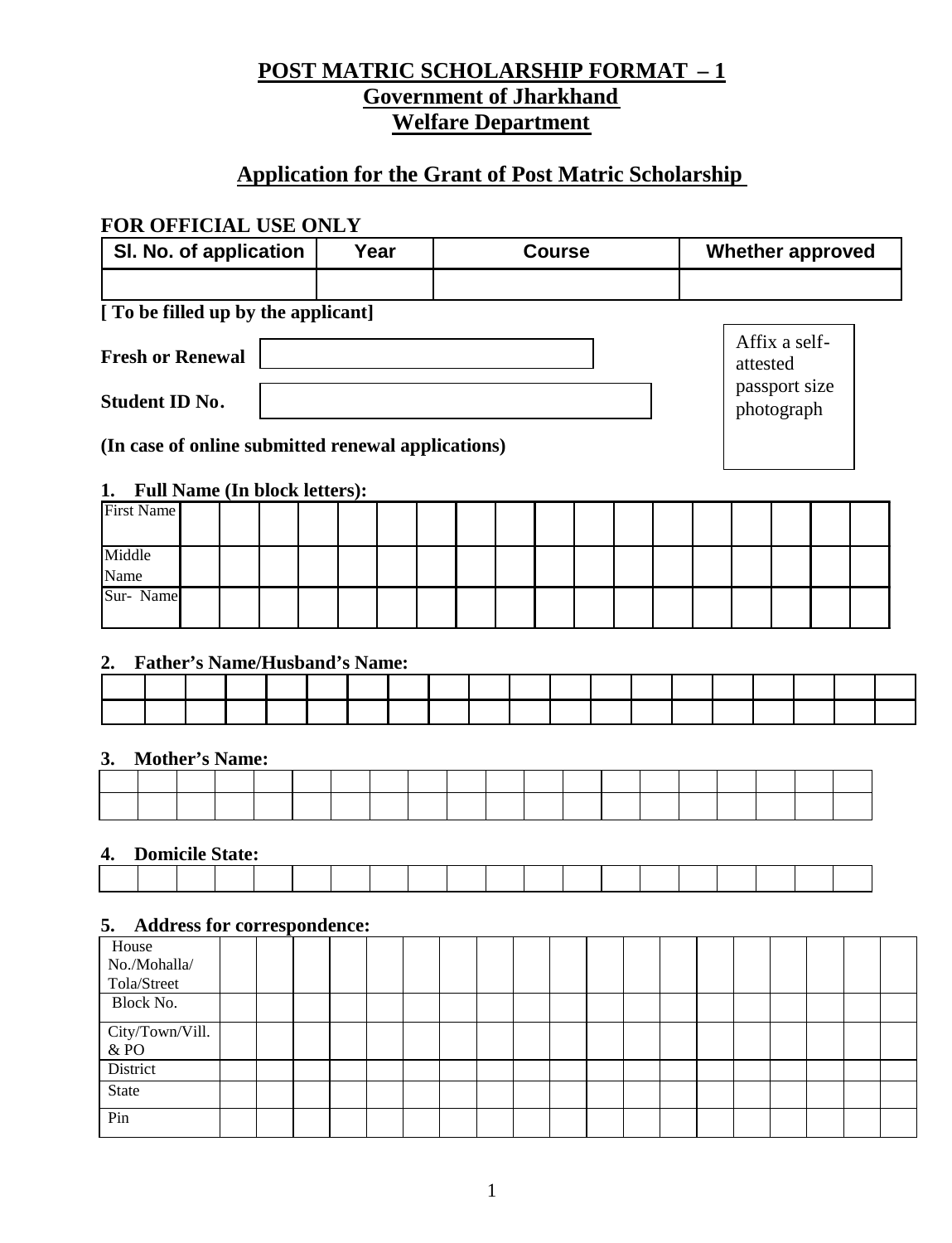# POST MATRIC SCHOLARSHIP FORMAT – 1

## Government of Jharkhand

## Welfare Department

## Application for the Grant of Post Matric Scholarship

**FOR OFFICIAL USE ONLY**

| Sl. No. of application | Year | Course | Whether approved |
|---|---|---|---|
| | | | |

**[ To be filled up by the applicant]**

**Fresh or Renewal** [ ]

**Student ID No.** [ ]

**(In case of online submitted renewal applications)**

Affix a self-attested passport size photograph

**1. Full Name (In block letters):**

| | | | | | | | | | | | | | | | | | | |
|---|---|---|---|---|---|---|---|---|---|---|---|---|---|---|---|---|---|---|
| First Name | | | | | | | | | | | | | | | | | | |
| Middle Name | | | | | | | | | | | | | | | | | | |
| Sur- Name | | | | | | | | | | | | | | | | | | |

**2. Father's Name/Husband's Name:**

| | | | | | | | | | | | | | | | | | | | |
|---|---|---|---|---|---|---|---|---|---|---|---|---|---|---|---|---|---|---|---|
| | | | | | | | | | | | | | | | | | | | |
| | | | | | | | | | | | | | | | | | | | |

**3. Mother's Name:**

| | | | | | | | | | | | | | | | | | | | |
|---|---|---|---|---|---|---|---|---|---|---|---|---|---|---|---|---|---|---|---|
| | | | | | | | | | | | | | | | | | | | |
| | | | | | | | | | | | | | | | | | | | |

**4. Domicile State:**

| | | | | | | | | | | | | | | | | | | | |
|---|---|---|---|---|---|---|---|---|---|---|---|---|---|---|---|---|---|---|---|
| | | | | | | | | | | | | | | | | | | | |

**5. Address for correspondence:**

| | | | | | | | | | | | | | | | | | | | |
|---|---|---|---|---|---|---|---|---|---|---|---|---|---|---|---|---|---|---|---|
| House No./Mohalla/ Tola/Street | | | | | | | | | | | | | | | | | | | |
| Block No. | | | | | | | | | | | | | | | | | | | |
| City/Town/Vill. & PO | | | | | | | | | | | | | | | | | | | |
| District | | | | | | | | | | | | | | | | | | | |
| State | | | | | | | | | | | | | | | | | | | |
| Pin | | | | | | | | | | | | | | | | | | | |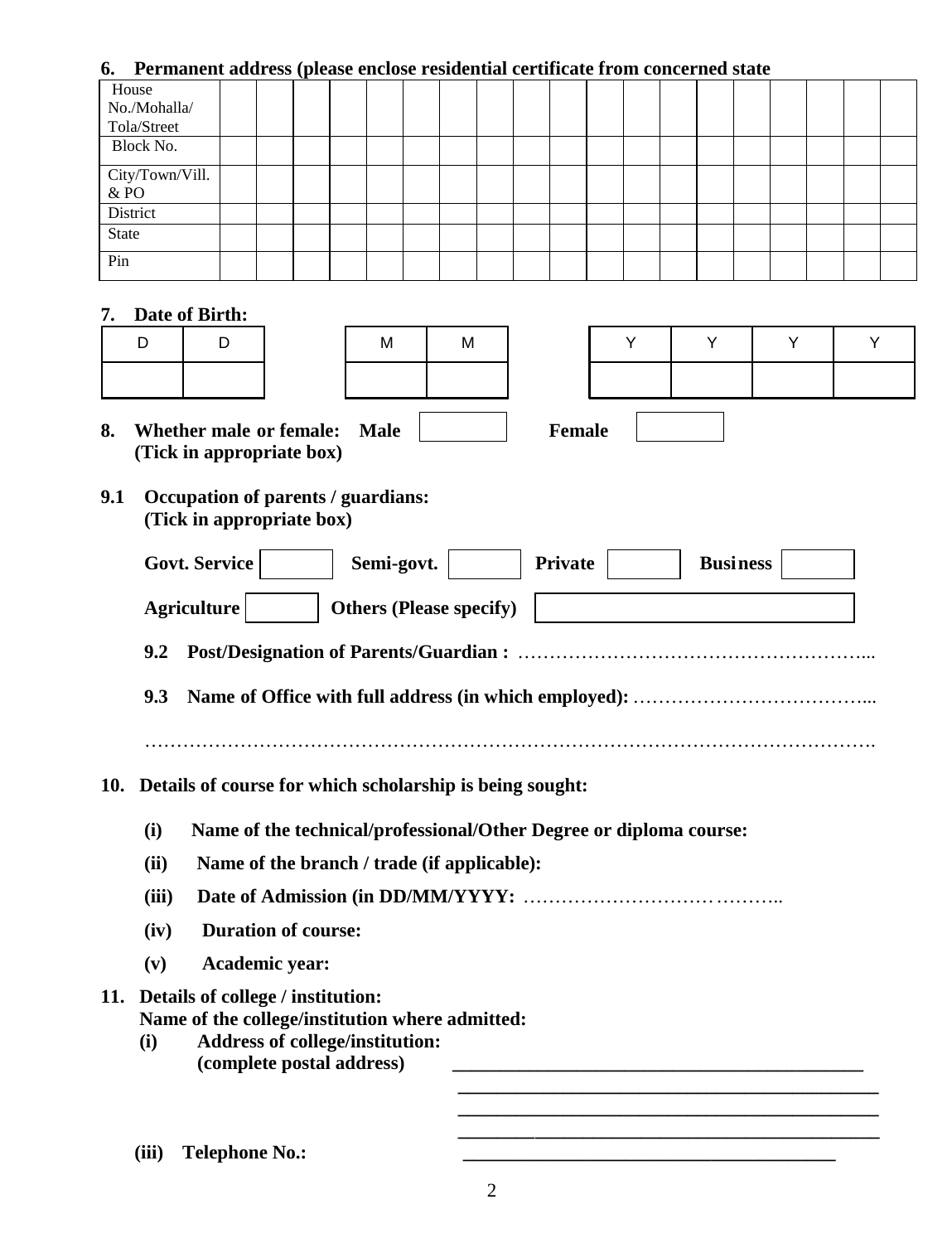**6. Permanent address (please enclose residential certificate from concerned state**

| House No./Mohalla/ Tola/Street | | | | | | | | | | | | | | | | | | | |
|---|---|---|---|---|---|---|---|---|---|---|---|---|---|---|---|---|---|---|---|
| Block No. | | | | | | | | | | | | | | | | | | | |
| City/Town/Vill. & PO | | | | | | | | | | | | | | | | | | | |
| District | | | | | | | | | | | | | | | | | | | |
| State | | | | | | | | | | | | | | | | | | | |
| Pin | | | | | | | | | | | | | | | | | | | |

**7. Date of Birth:**

| D | D | | M | M | | Y | Y | Y | Y |
|---|---|---|---|---|---|---|---|---|---|
| | | | | | | | | | |

**8. Whether male or female: Male** ☐ **Female** ☐
**(Tick in appropriate box)**

**9.1 Occupation of parents / guardians:**
**(Tick in appropriate box)**

**Govt. Service** ☐ **Semi-govt.** ☐ **Private** ☐ **Business** ☐

**Agriculture** ☐ **Others (Please specify)** ☐

**9.2 Post/Designation of Parents/Guardian :** ………………………………………………...

**9.3 Name of Office with full address (in which employed):** ………………………………...

…………………………………………………………………………………………………….

**10. Details of course for which scholarship is being sought:**

**(i) Name of the technical/professional/Other Degree or diploma course:**

**(ii) Name of the branch / trade (if applicable):**

**(iii) Date of Admission (in DD/MM/YYYY:** …………………………………………..

**(iv) Duration of course:**

**(v) Academic year:**

**11. Details of college / institution:**
**Name of the college/institution where admitted:**

**(i) Address of college/institution:**
**(complete postal address)** ____________________________________________

____________________________________________

____________________________________________

____________________________________________

**(iii) Telephone No.:** ____________________________________________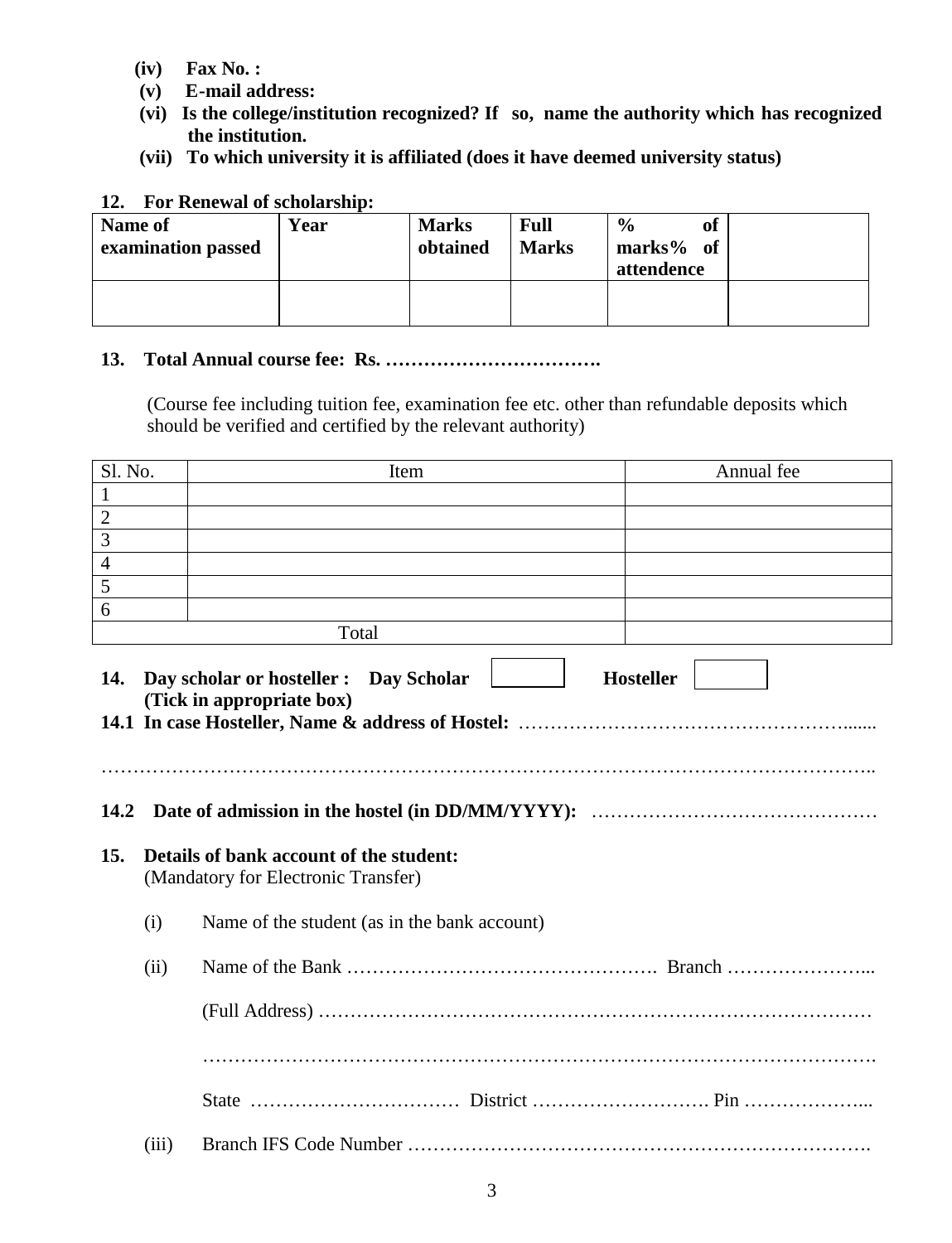**(iv) Fax No. :**

**(v) E-mail address:**

**(vi) Is the college/institution recognized? If so, name the authority which has recognized the institution.**

**(vii) To which university it is affiliated (does it have deemed university status)**

**12. For Renewal of scholarship:**

| Name of examination passed | Year | Marks obtained | Full Marks | % of marks% of attendence | |
|---|---|---|---|---|---|
| | | | | | |

**13. Total Annual course fee: Rs. …………………………….**

(Course fee including tuition fee, examination fee etc. other than refundable deposits which should be verified and certified by the relevant authority)

| Sl. No. | Item | Annual fee |
|---|---|---|
| 1 | | |
| 2 | | |
| 3 | | |
| 4 | | |
| 5 | | |
| 6 | | |
| Total | | |

**14. Day scholar or hosteller : Day Scholar** ☐ **Hosteller** ☐
**(Tick in appropriate box)**

**14.1 In case Hosteller, Name & address of Hostel:** ……………………………………………......

…………………………………………………………………………………………………………..

**14.2 Date of admission in the hostel (in DD/MM/YYYY):** ………………………………………

**15. Details of bank account of the student:**
(Mandatory for Electronic Transfer)

(i) Name of the student (as in the bank account)

(ii) Name of the Bank …………………………………………. Branch …………………...

(Full Address) …………………………………………………………………………

……………………………………………………………………………………………….

State …………………………… District ………………………. Pin ………………...

(iii) Branch IFS Code Number ……………………………………………………………….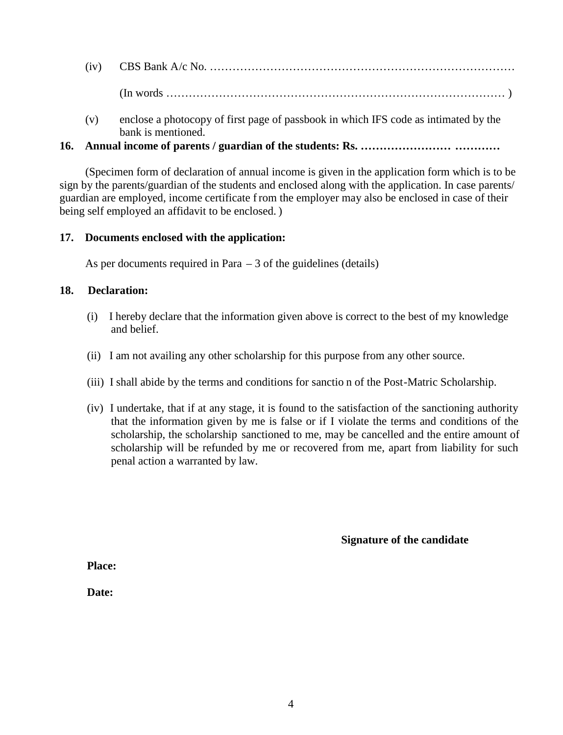(iv) CBS Bank A/c No. ………………………………………………………………………

(In words ……………………………………………………………………………… )

(v) enclose a photocopy of first page of passbook in which IFS code as intimated by the bank is mentioned.

**16. Annual income of parents / guardian of the students: Rs. …………………… …………**

(Specimen form of declaration of annual income is given in the application form which is to be sign by the parents/guardian of the students and enclosed along with the application. In case parents/ guardian are employed, income certificate from the employer may also be enclosed in case of their being self employed an affidavit to be enclosed. )

**17. Documents enclosed with the application:**

As per documents required in Para – 3 of the guidelines (details)

**18. Declaration:**

(i) I hereby declare that the information given above is correct to the best of my knowledge and belief.

(ii) I am not availing any other scholarship for this purpose from any other source.

(iii) I shall abide by the terms and conditions for sanction of the Post-Matric Scholarship.

(iv) I undertake, that if at any stage, it is found to the satisfaction of the sanctioning authority that the information given by me is false or if I violate the terms and conditions of the scholarship, the scholarship sanctioned to me, may be cancelled and the entire amount of scholarship will be refunded by me or recovered from me, apart from liability for such penal action a warranted by law.

**Signature of the candidate**

**Place:**

**Date:**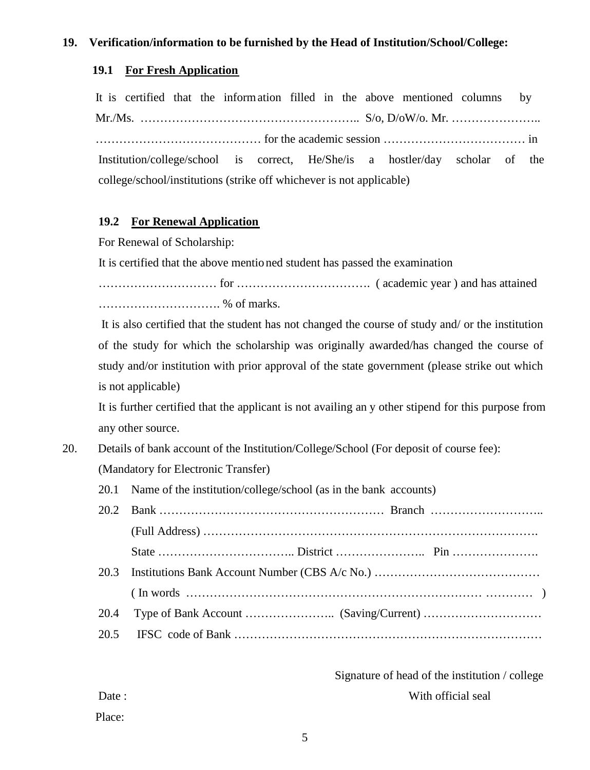**19. Verification/information to be furnished by the Head of Institution/School/College:**

**19.1 <u>For Fresh Application</u>**

It is certified that the information filled in the above mentioned columns by Mr./Ms. ……………………………………………….. S/o, D/oW/o. Mr. ………………….. …………………………………… for the academic session ……………………………… in Institution/college/school is correct, He/She/is a hostler/day scholar of the college/school/institutions (strike off whichever is not applicable)

**19.2 <u>For Renewal Application</u>**

For Renewal of Scholarship:

It is certified that the above mentioned student has passed the examination ………………………… for ……………………………. ( academic year ) and has attained …………………………. % of marks.

It is also certified that the student has not changed the course of study and/ or the institution of the study for which the scholarship was originally awarded/has changed the course of study and/or institution with prior approval of the state government (please strike out which is not applicable)

It is further certified that the applicant is not availing any other stipend for this purpose from any other source.

20. Details of bank account of the Institution/College/School (For deposit of course fee): (Mandatory for Electronic Transfer)

20.1 Name of the institution/college/school (as in the bank accounts)

20.2 Bank ………………………………………………… Branch ……………………….. (Full Address) ………………………………………………………………………. State …………………………….. District ………………….. Pin ………………….

20.3 Institutions Bank Account Number (CBS A/c No.) …………………………………… ( In words ………………………………………………………………… ………… )

20.4 Type of Bank Account ………………….. (Saving/Current) …………………………

20.5 IFSC code of Bank …………………………………………………………………

Signature of head of the institution / college
With official seal

Date :

Place: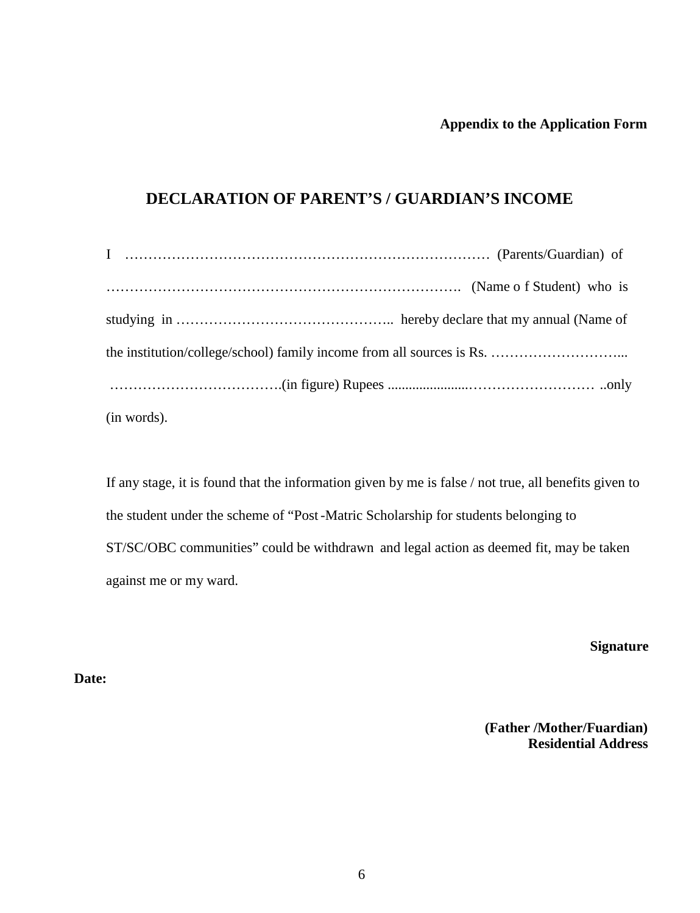**Appendix to the Application Form**

## DECLARATION OF PARENT'S / GUARDIAN'S INCOME

I ……………………………………………………………………… (Parents/Guardian) of ………………………………………………………………… (Name o f Student) who is studying in ……………………………………….. hereby declare that my annual (Name of the institution/college/school) family income from all sources is Rs. ………………………... ……………………………….(in figure) Rupees .......................……………………… ..only (in words).

If any stage, it is found that the information given by me is false / not true, all benefits given to the student under the scheme of "Post -Matric Scholarship for students belonging to ST/SC/OBC communities" could be withdrawn and legal action as deemed fit, may be taken against me or my ward.

**Signature**

**Date:**

**(Father /Mother/Fuardian)**
**Residential Address**